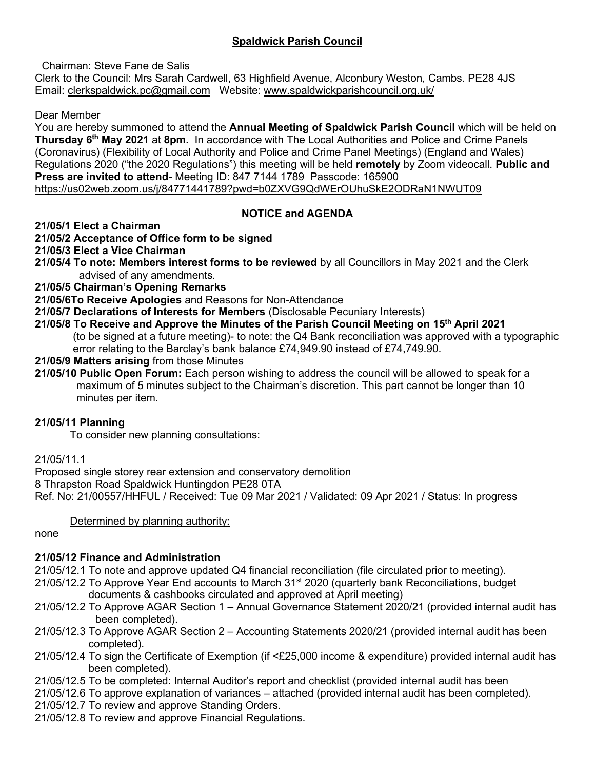## Spaldwick Parish Council

Chairman: Steve Fane de Salis
Clerk to the Council: Mrs Sarah Cardwell, 63 Highfield Avenue, Alconbury Weston, Cambs. PE28 4JS
Email: clerkspaldwick.pc@gmail.com Website: www.spaldwickparishcouncil.org.uk/

Dear Member

You are hereby summoned to attend the **Annual Meeting of Spaldwick Parish Council** which will be held on **Thursday 6th May 2021** at **8pm.** In accordance with The Local Authorities and Police and Crime Panels (Coronavirus) (Flexibility of Local Authority and Police and Crime Panel Meetings) (England and Wales) Regulations 2020 ("the 2020 Regulations") this meeting will be held **remotely** by Zoom videocall. **Public and Press are invited to attend-** Meeting ID: 847 7144 1789 Passcode: 165900
https://us02web.zoom.us/j/84771441789?pwd=b0ZXVG9QdWErOUhuSkE2ODRaN1NWUT09

### NOTICE and AGENDA

**21/05/1 Elect a Chairman**
**21/05/2 Acceptance of Office form to be signed**
**21/05/3 Elect a Vice Chairman**
**21/05/4 To note: Members interest forms to be reviewed** by all Councillors in May 2021 and the Clerk advised of any amendments.
**21/05/5 Chairman's Opening Remarks**
**21/05/6To Receive Apologies** and Reasons for Non-Attendance
**21/05/7 Declarations of Interests for Members** (Disclosable Pecuniary Interests)
**21/05/8 To Receive and Approve the Minutes of the Parish Council Meeting on 15th April 2021** (to be signed at a future meeting)- to note: the Q4 Bank reconciliation was approved with a typographic error relating to the Barclay's bank balance £74,949.90 instead of £74,749.90.
**21/05/9 Matters arising** from those Minutes
**21/05/10 Public Open Forum:** Each person wishing to address the council will be allowed to speak for a maximum of 5 minutes subject to the Chairman's discretion. This part cannot be longer than 10 minutes per item.

**21/05/11 Planning**

To consider new planning consultations:

21/05/11.1
Proposed single storey rear extension and conservatory demolition
8 Thrapston Road Spaldwick Huntingdon PE28 0TA
Ref. No: 21/00557/HHFUL / Received: Tue 09 Mar 2021 / Validated: 09 Apr 2021 / Status: In progress

Determined by planning authority:

none

**21/05/12 Finance and Administration**

21/05/12.1 To note and approve updated Q4 financial reconciliation (file circulated prior to meeting).
21/05/12.2 To Approve Year End accounts to March 31st 2020 (quarterly bank Reconciliations, budget documents & cashbooks circulated and approved at April meeting)
21/05/12.2 To Approve AGAR Section 1 – Annual Governance Statement 2020/21 (provided internal audit has been completed).
21/05/12.3 To Approve AGAR Section 2 – Accounting Statements 2020/21 (provided internal audit has been completed).
21/05/12.4 To sign the Certificate of Exemption (if <£25,000 income & expenditure) provided internal audit has been completed).
21/05/12.5 To be completed: Internal Auditor's report and checklist (provided internal audit has been
21/05/12.6 To approve explanation of variances – attached (provided internal audit has been completed).
21/05/12.7 To review and approve Standing Orders.
21/05/12.8 To review and approve Financial Regulations.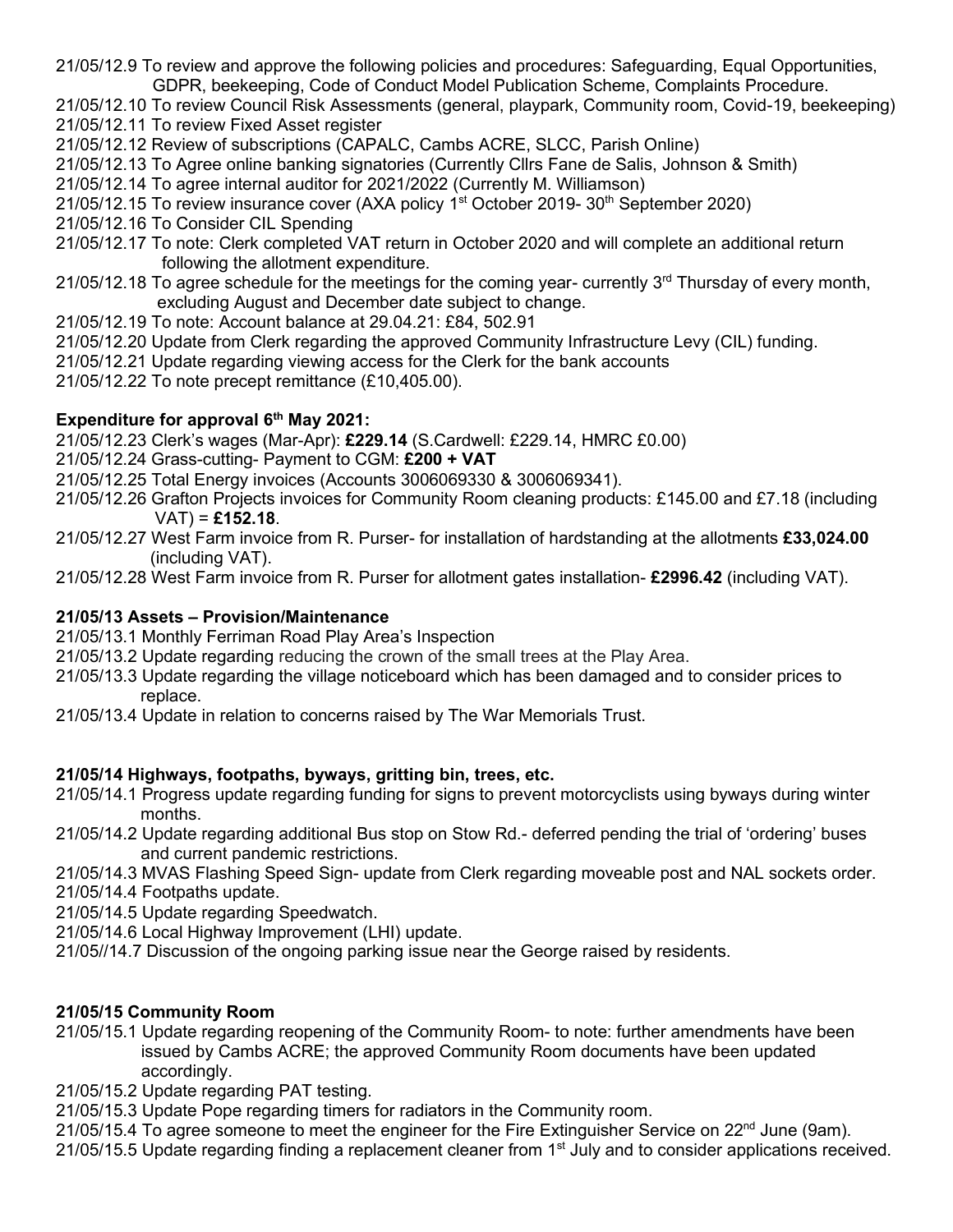21/05/12.9 To review and approve the following policies and procedures: Safeguarding, Equal Opportunities, GDPR, beekeeping, Code of Conduct Model Publication Scheme, Complaints Procedure.

21/05/12.10 To review Council Risk Assessments (general, playpark, Community room, Covid-19, beekeeping)

21/05/12.11 To review Fixed Asset register

21/05/12.12 Review of subscriptions (CAPALC, Cambs ACRE, SLCC, Parish Online)

21/05/12.13 To Agree online banking signatories (Currently Cllrs Fane de Salis, Johnson & Smith)

21/05/12.14 To agree internal auditor for 2021/2022 (Currently M. Williamson)

21/05/12.15 To review insurance cover (AXA policy 1st October 2019- 30th September 2020)

21/05/12.16 To Consider CIL Spending

21/05/12.17 To note: Clerk completed VAT return in October 2020 and will complete an additional return following the allotment expenditure.

21/05/12.18 To agree schedule for the meetings for the coming year- currently 3rd Thursday of every month, excluding August and December date subject to change.

21/05/12.19 To note: Account balance at 29.04.21: £84, 502.91

21/05/12.20 Update from Clerk regarding the approved Community Infrastructure Levy (CIL) funding.

21/05/12.21 Update regarding viewing access for the Clerk for the bank accounts

21/05/12.22 To note precept remittance (£10,405.00).

**Expenditure for approval 6th May 2021:**

21/05/12.23 Clerk's wages (Mar-Apr): **£229.14** (S.Cardwell: £229.14, HMRC £0.00)

21/05/12.24 Grass-cutting- Payment to CGM: **£200 + VAT**

21/05/12.25 Total Energy invoices (Accounts 3006069330 & 3006069341).

21/05/12.26 Grafton Projects invoices for Community Room cleaning products: £145.00 and £7.18 (including VAT) = **£152.18**.

21/05/12.27 West Farm invoice from R. Purser- for installation of hardstanding at the allotments **£33,024.00** (including VAT).

21/05/12.28 West Farm invoice from R. Purser for allotment gates installation- **£2996.42** (including VAT).

**21/05/13 Assets – Provision/Maintenance**

21/05/13.1 Monthly Ferriman Road Play Area's Inspection

21/05/13.2 Update regarding reducing the crown of the small trees at the Play Area.

21/05/13.3 Update regarding the village noticeboard which has been damaged and to consider prices to replace.

21/05/13.4 Update in relation to concerns raised by The War Memorials Trust.

**21/05/14 Highways, footpaths, byways, gritting bin, trees, etc.**

21/05/14.1 Progress update regarding funding for signs to prevent motorcyclists using byways during winter months.

21/05/14.2 Update regarding additional Bus stop on Stow Rd.- deferred pending the trial of 'ordering' buses and current pandemic restrictions.

21/05/14.3 MVAS Flashing Speed Sign- update from Clerk regarding moveable post and NAL sockets order.

21/05/14.4 Footpaths update.

21/05/14.5 Update regarding Speedwatch.

21/05/14.6 Local Highway Improvement (LHI) update.

21/05//14.7 Discussion of the ongoing parking issue near the George raised by residents.

**21/05/15 Community Room**

21/05/15.1 Update regarding reopening of the Community Room- to note: further amendments have been issued by Cambs ACRE; the approved Community Room documents have been updated accordingly.

21/05/15.2 Update regarding PAT testing.

21/05/15.3 Update Pope regarding timers for radiators in the Community room.

21/05/15.4 To agree someone to meet the engineer for the Fire Extinguisher Service on 22nd June (9am).

21/05/15.5 Update regarding finding a replacement cleaner from 1st July and to consider applications received.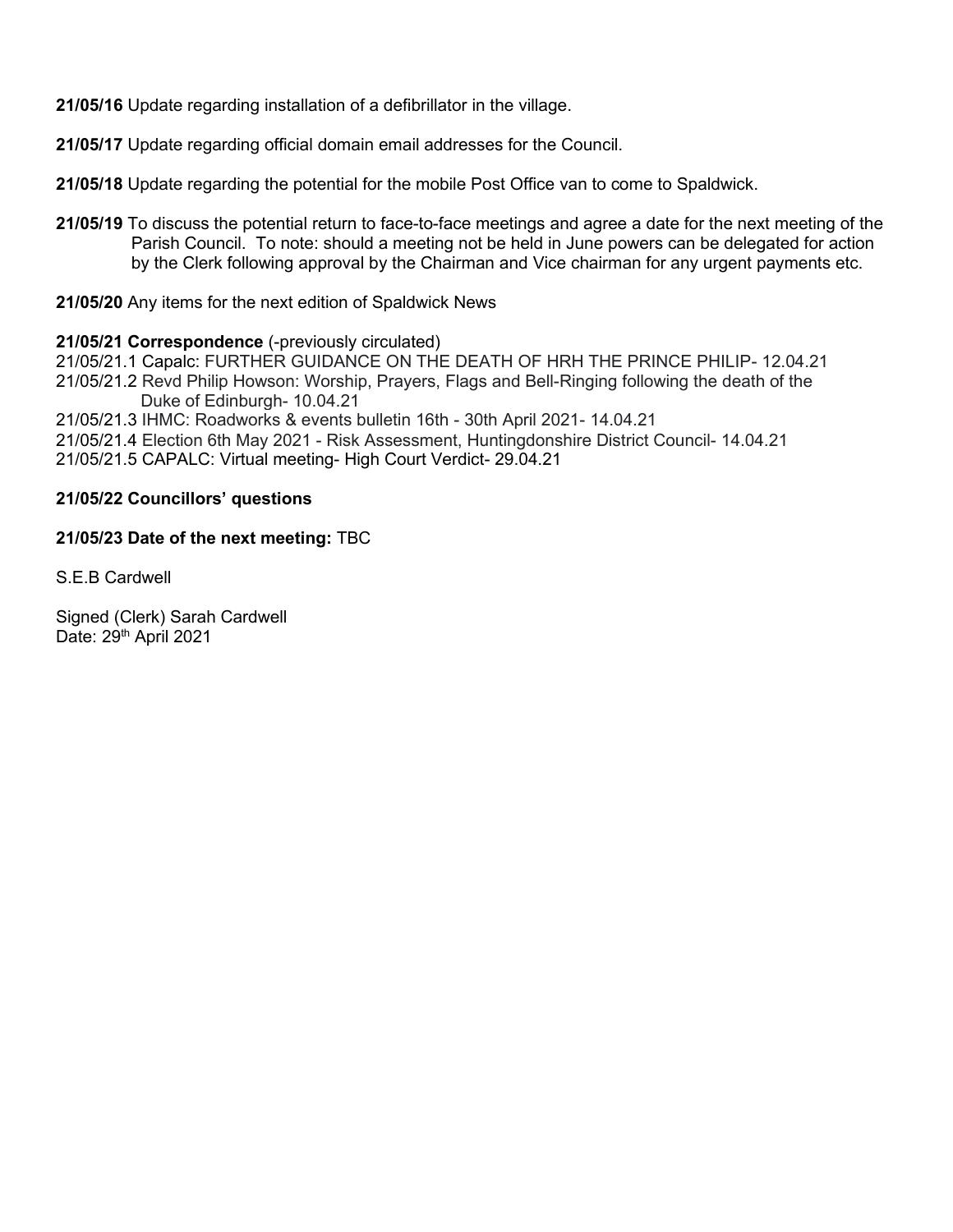**21/05/16** Update regarding installation of a defibrillator in the village.

**21/05/17** Update regarding official domain email addresses for the Council.

**21/05/18** Update regarding the potential for the mobile Post Office van to come to Spaldwick.

**21/05/19** To discuss the potential return to face-to-face meetings and agree a date for the next meeting of the Parish Council. To note: should a meeting not be held in June powers can be delegated for action by the Clerk following approval by the Chairman and Vice chairman for any urgent payments etc.

**21/05/20** Any items for the next edition of Spaldwick News

**21/05/21 Correspondence** (-previously circulated)
21/05/21.1 Capalc: FURTHER GUIDANCE ON THE DEATH OF HRH THE PRINCE PHILIP- 12.04.21
21/05/21.2 Revd Philip Howson: Worship, Prayers, Flags and Bell-Ringing following the death of the Duke of Edinburgh- 10.04.21
21/05/21.3 IHMC: Roadworks & events bulletin 16th - 30th April 2021- 14.04.21
21/05/21.4 Election 6th May 2021 - Risk Assessment, Huntingdonshire District Council- 14.04.21
21/05/21.5 CAPALC: Virtual meeting- High Court Verdict- 29.04.21

**21/05/22 Councillors' questions**

**21/05/23 Date of the next meeting:** TBC

S.E.B Cardwell

Signed (Clerk) Sarah Cardwell
Date: 29th April 2021